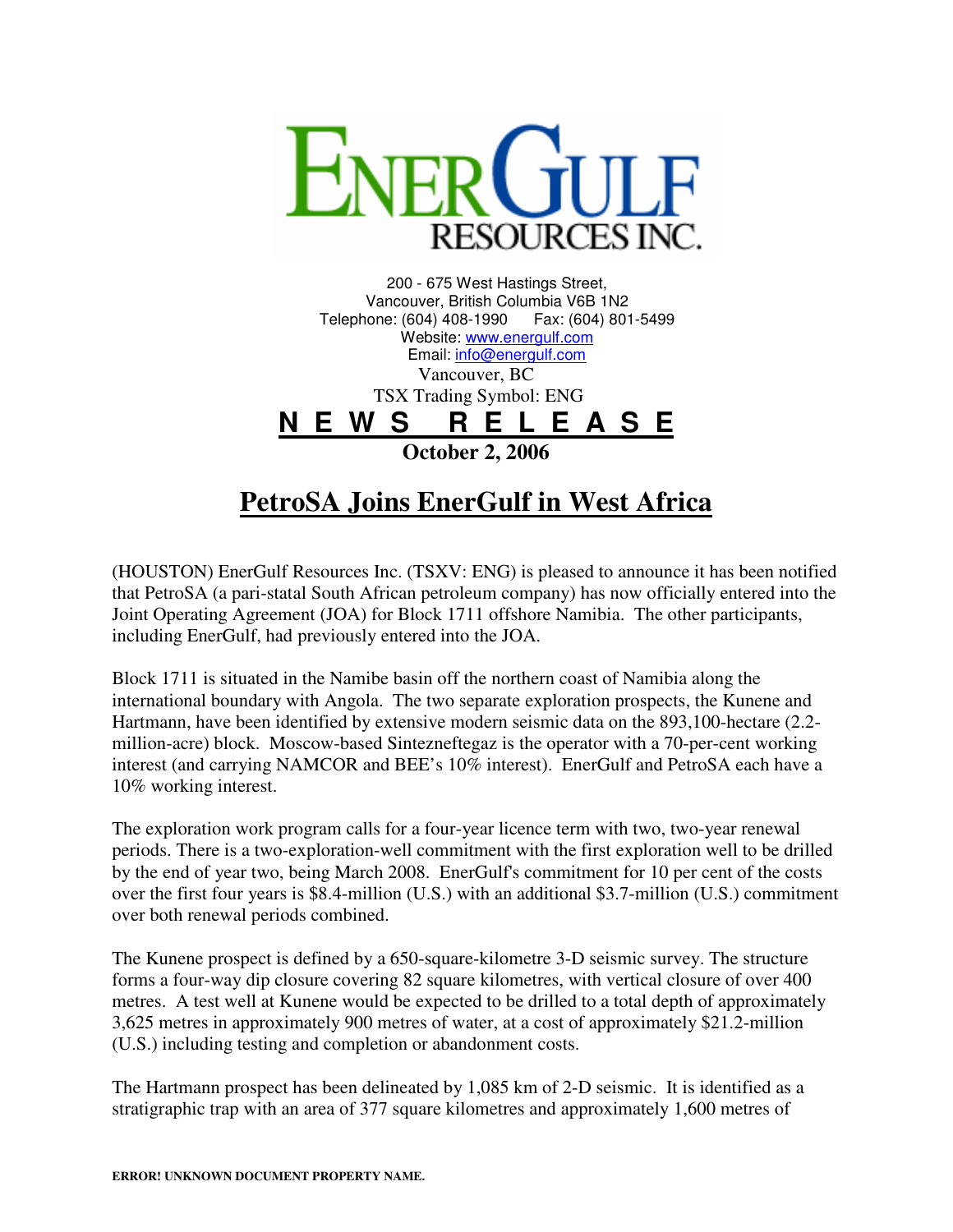# ENERGULF RESOURCES INC.

200 - 675 West Hastings Street,
Vancouver, British Columbia V6B 1N2
Telephone: (604) 408-1990 Fax: (604) 801-5499
Website: www.energulf.com
Email: info@energulf.com
Vancouver, BC
TSX Trading Symbol: ENG

**N E W S R E L E A S E**

**October 2, 2006**

## PetroSA Joins EnerGulf in West Africa

(HOUSTON) EnerGulf Resources Inc. (TSXV: ENG) is pleased to announce it has been notified that PetroSA (a pari-statal South African petroleum company) has now officially entered into the Joint Operating Agreement (JOA) for Block 1711 offshore Namibia. The other participants, including EnerGulf, had previously entered into the JOA.

Block 1711 is situated in the Namibe basin off the northern coast of Namibia along the international boundary with Angola. The two separate exploration prospects, the Kunene and Hartmann, have been identified by extensive modern seismic data on the 893,100-hectare (2.2-million-acre) block. Moscow-based Sintezneftegaz is the operator with a 70-per-cent working interest (and carrying NAMCOR and BEE's 10% interest). EnerGulf and PetroSA each have a 10% working interest.

The exploration work program calls for a four-year licence term with two, two-year renewal periods. There is a two-exploration-well commitment with the first exploration well to be drilled by the end of year two, being March 2008. EnerGulf's commitment for 10 per cent of the costs over the first four years is $8.4-million (U.S.) with an additional $3.7-million (U.S.) commitment over both renewal periods combined.

The Kunene prospect is defined by a 650-square-kilometre 3-D seismic survey. The structure forms a four-way dip closure covering 82 square kilometres, with vertical closure of over 400 metres. A test well at Kunene would be expected to be drilled to a total depth of approximately 3,625 metres in approximately 900 metres of water, at a cost of approximately $21.2-million (U.S.) including testing and completion or abandonment costs.

The Hartmann prospect has been delineated by 1,085 km of 2-D seismic. It is identified as a stratigraphic trap with an area of 377 square kilometres and approximately 1,600 metres of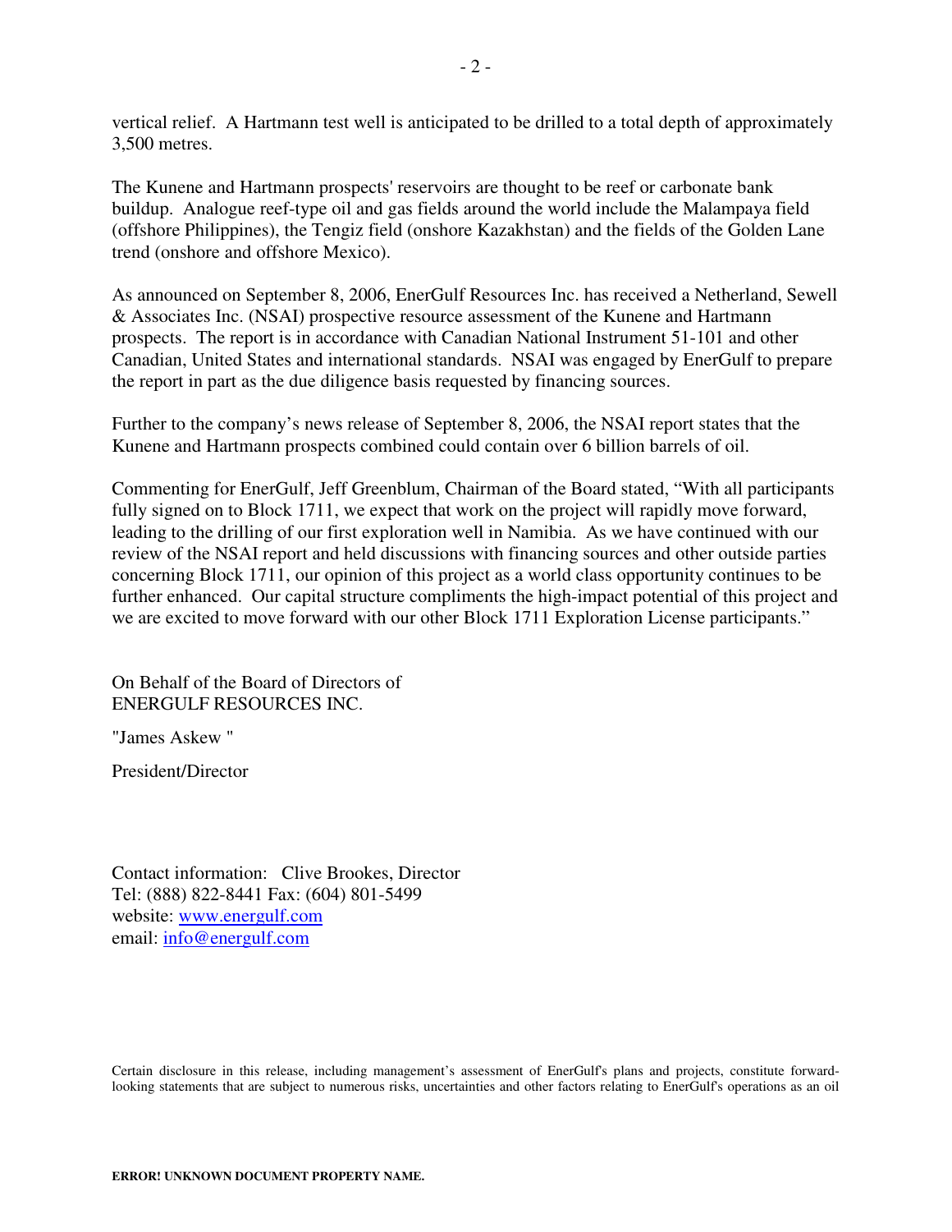vertical relief. A Hartmann test well is anticipated to be drilled to a total depth of approximately 3,500 metres.

The Kunene and Hartmann prospects' reservoirs are thought to be reef or carbonate bank buildup. Analogue reef-type oil and gas fields around the world include the Malampaya field (offshore Philippines), the Tengiz field (onshore Kazakhstan) and the fields of the Golden Lane trend (onshore and offshore Mexico).

As announced on September 8, 2006, EnerGulf Resources Inc. has received a Netherland, Sewell & Associates Inc. (NSAI) prospective resource assessment of the Kunene and Hartmann prospects. The report is in accordance with Canadian National Instrument 51-101 and other Canadian, United States and international standards. NSAI was engaged by EnerGulf to prepare the report in part as the due diligence basis requested by financing sources.

Further to the company's news release of September 8, 2006, the NSAI report states that the Kunene and Hartmann prospects combined could contain over 6 billion barrels of oil.

Commenting for EnerGulf, Jeff Greenblum, Chairman of the Board stated, "With all participants fully signed on to Block 1711, we expect that work on the project will rapidly move forward, leading to the drilling of our first exploration well in Namibia. As we have continued with our review of the NSAI report and held discussions with financing sources and other outside parties concerning Block 1711, our opinion of this project as a world class opportunity continues to be further enhanced. Our capital structure compliments the high-impact potential of this project and we are excited to move forward with our other Block 1711 Exploration License participants."

On Behalf of the Board of Directors of
ENERGULF RESOURCES INC.

"James Askew "

President/Director

Contact information: Clive Brookes, Director
Tel: (888) 822-8441 Fax: (604) 801-5499
website: www.energulf.com
email: info@energulf.com

Certain disclosure in this release, including management's assessment of EnerGulf's plans and projects, constitute forward-looking statements that are subject to numerous risks, uncertainties and other factors relating to EnerGulf's operations as an oil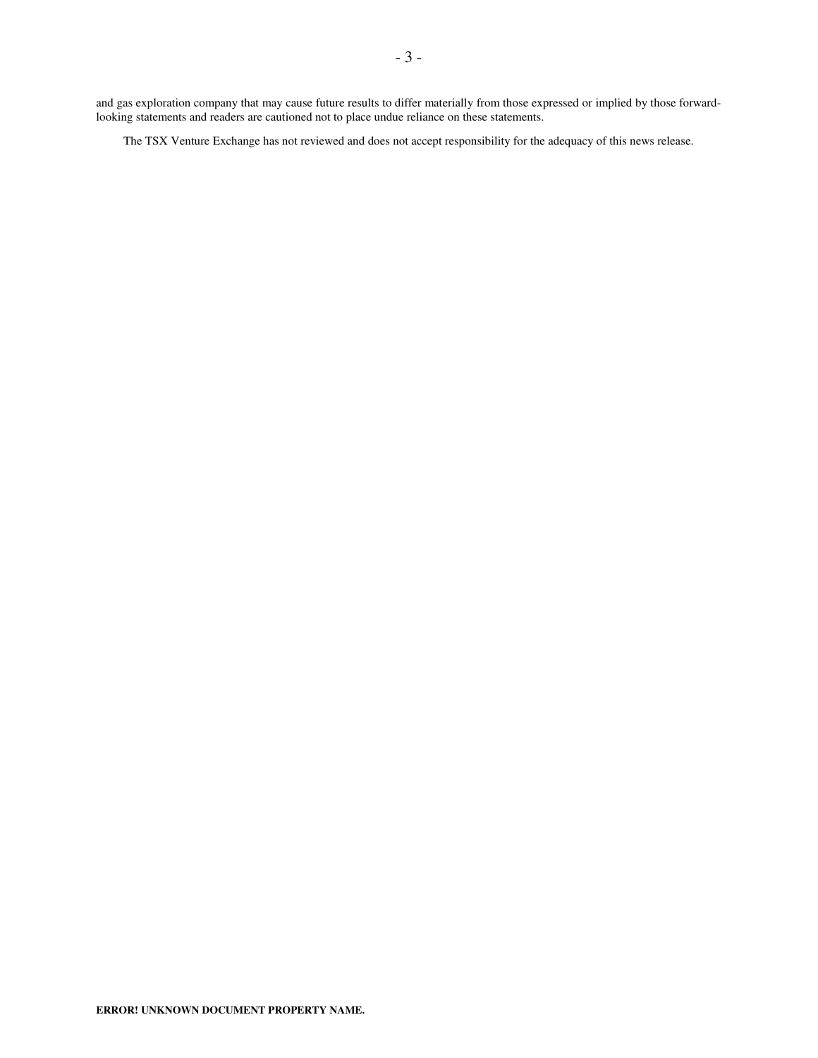and gas exploration company that may cause future results to differ materially from those expressed or implied by those forward-looking statements and readers are cautioned not to place undue reliance on these statements.

The TSX Venture Exchange has not reviewed and does not accept responsibility for the adequacy of this news release.